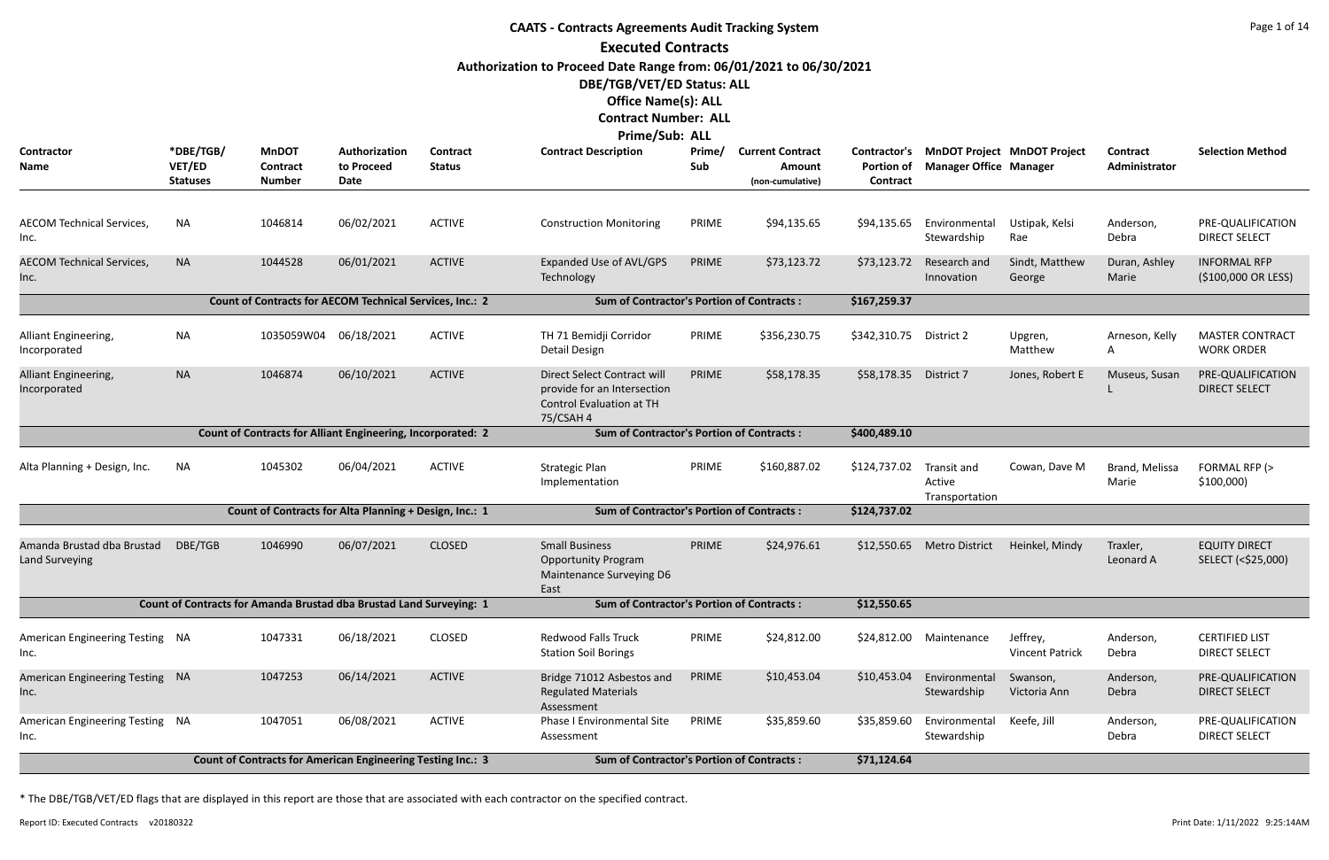# CAATS - Contracts Agreements Audit Tracking System

## Executed Contracts

**Authorization to Proceed Date Range from: 06/01/2021 to 06/30/2021**

**DBE/TGB/VET/ED Status: ALL**

**Office Name(s): ALL**

**Contract Number: ALL**

**Prime/Sub: ALL**

| Contractor Name | *DBE/TGB/ VET/ED Statuses | MnDOT Contract Number | Authorization to Proceed Date | Contract Status | Contract Description | Prime/ Sub | Current Contract Amount (non-cumulative) | Contractor's Portion of Contract | MnDOT Project Manager Office | MnDOT Project Manager | Contract Administrator | Selection Method |
|---|---|---|---|---|---|---|---|---|---|---|---|---|
| AECOM Technical Services, Inc. | NA | 1046814 | 06/02/2021 | ACTIVE | Construction Monitoring | PRIME | $94,135.65 | $94,135.65 | Environmental Stewardship | Ustipak, Kelsi Rae | Anderson, Debra | PRE-QUALIFICATION DIRECT SELECT |
| AECOM Technical Services, Inc. | NA | 1044528 | 06/01/2021 | ACTIVE | Expanded Use of AVL/GPS Technology | PRIME | $73,123.72 | $73,123.72 | Research and Innovation | Sindt, Matthew George | Duran, Ashley Marie | INFORMAL RFP ($100,000 OR LESS) |
| Count of Contracts for AECOM Technical Services, Inc.: 2 | | | | | Sum of Contractor's Portion of Contracts : | | | $167,259.37 | | | | |
| Alliant Engineering, Incorporated | NA | 1035059W04 | 06/18/2021 | ACTIVE | TH 71 Bemidji Corridor Detail Design | PRIME | $356,230.75 | $342,310.75 | District 2 | Upgren, Matthew | Arneson, Kelly A | MASTER CONTRACT WORK ORDER |
| Alliant Engineering, Incorporated | NA | 1046874 | 06/10/2021 | ACTIVE | Direct Select Contract will provide for an Intersection Control Evaluation at TH 75/CSAH 4 | PRIME | $58,178.35 | $58,178.35 | District 7 | Jones, Robert E | Museus, Susan L | PRE-QUALIFICATION DIRECT SELECT |
| Count of Contracts for Alliant Engineering, Incorporated: 2 | | | | | Sum of Contractor's Portion of Contracts : | | | $400,489.10 | | | | |
| Alta Planning + Design, Inc. | NA | 1045302 | 06/04/2021 | ACTIVE | Strategic Plan Implementation | PRIME | $160,887.02 | $124,737.02 | Transit and Active Transportation | Cowan, Dave M | Brand, Melissa Marie | FORMAL RFP (> $100,000) |
| Count of Contracts for Alta Planning + Design, Inc.: 1 | | | | | Sum of Contractor's Portion of Contracts : | | | $124,737.02 | | | | |
| Amanda Brustad dba Brustad Land Surveying | DBE/TGB | 1046990 | 06/07/2021 | CLOSED | Small Business Opportunity Program Maintenance Surveying D6 East | PRIME | $24,976.61 | $12,550.65 | Metro District | Heinkel, Mindy | Traxler, Leonard A | EQUITY DIRECT SELECT (<$25,000) |
| Count of Contracts for Amanda Brustad dba Brustad Land Surveying: 1 | | | | | Sum of Contractor's Portion of Contracts : | | | $12,550.65 | | | | |
| American Engineering Testing Inc. | NA | 1047331 | 06/18/2021 | CLOSED | Redwood Falls Truck Station Soil Borings | PRIME | $24,812.00 | $24,812.00 | Maintenance | Jeffrey, Vincent Patrick | Anderson, Debra | CERTIFIED LIST DIRECT SELECT |
| American Engineering Testing Inc. | NA | 1047253 | 06/14/2021 | ACTIVE | Bridge 71012 Asbestos and Regulated Materials Assessment | PRIME | $10,453.04 | $10,453.04 | Environmental Stewardship | Swanson, Victoria Ann | Anderson, Debra | PRE-QUALIFICATION DIRECT SELECT |
| American Engineering Testing Inc. | NA | 1047051 | 06/08/2021 | ACTIVE | Phase I Environmental Site Assessment | PRIME | $35,859.60 | $35,859.60 | Environmental Stewardship | Keefe, Jill | Anderson, Debra | PRE-QUALIFICATION DIRECT SELECT |
| Count of Contracts for American Engineering Testing Inc.: 3 | | | | | Sum of Contractor's Portion of Contracts : | | | $71,124.64 | | | | |

* The DBE/TGB/VET/ED flags that are displayed in this report are those that are associated with each contractor on the specified contract.

Report ID: Executed Contracts v20180322

Print Date: 1/11/2022 9:25:14AM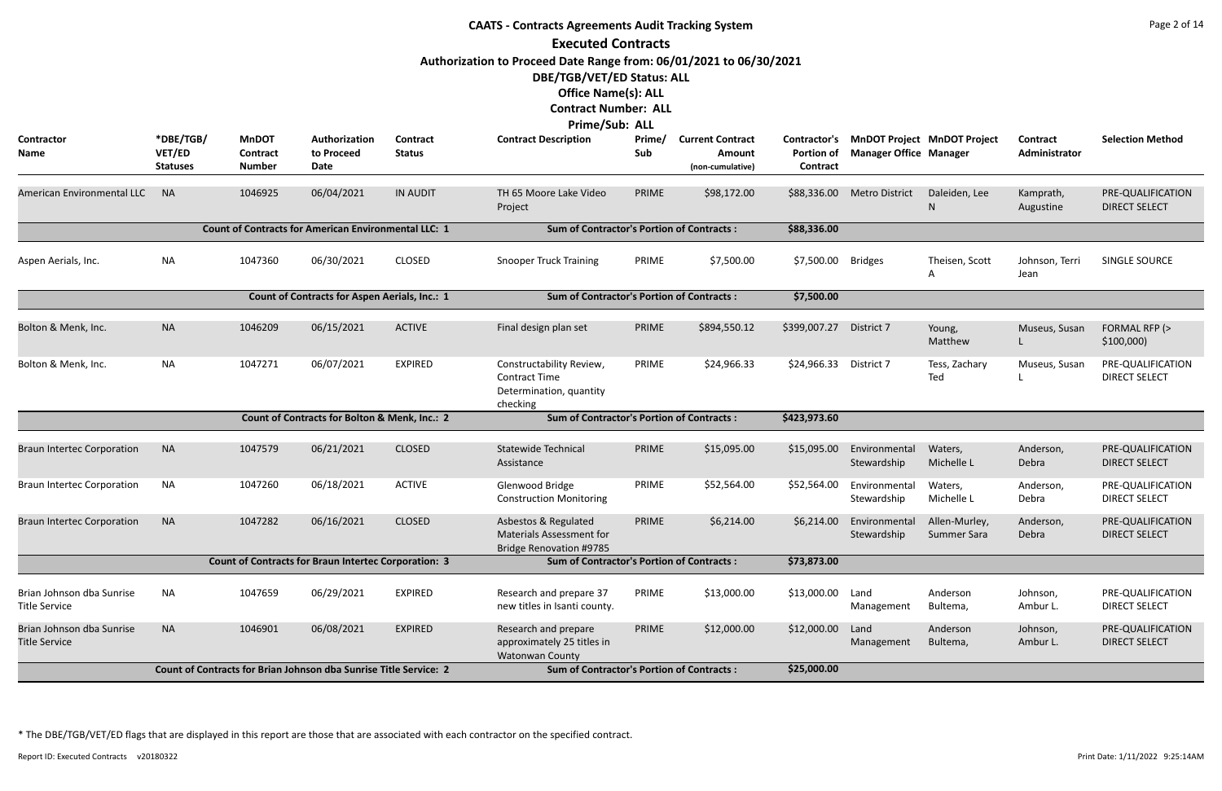# CAATS - Contracts Agreements Audit Tracking System

## Executed Contracts

**Authorization to Proceed Date Range from: 06/01/2021 to 06/30/2021**

**DBE/TGB/VET/ED Status: ALL**

**Office Name(s): ALL**

**Contract Number: ALL**

**Prime/Sub: ALL**

| Contractor Name | *DBE/TGB/ VET/ED Statuses | MnDOT Contract Number | Authorization to Proceed Date | Contract Status | Contract Description | Prime/ Sub | Current Contract Amount (non-cumulative) | Contractor's Portion of Contract | MnDOT Project Manager Office | MnDOT Project Manager | Contract Administrator | Selection Method |
|---|---|---|---|---|---|---|---|---|---|---|---|---|
| American Environmental LLC | NA | 1046925 | 06/04/2021 | IN AUDIT | TH 65 Moore Lake Video Project | PRIME | $98,172.00 | $88,336.00 | Metro District | Daleiden, Lee N | Kamprath, Augustine | PRE-QUALIFICATION DIRECT SELECT |
| | | **Count of Contracts for American Environmental LLC: 1** | | | **Sum of Contractor's Portion of Contracts :** | | | **$88,336.00** | | | | |
| Aspen Aerials, Inc. | NA | 1047360 | 06/30/2021 | CLOSED | Snooper Truck Training | PRIME | $7,500.00 | $7,500.00 | Bridges | Theisen, Scott A | Johnson, Terri Jean | SINGLE SOURCE |
| | | **Count of Contracts for Aspen Aerials, Inc.: 1** | | | **Sum of Contractor's Portion of Contracts :** | | | **$7,500.00** | | | | |
| Bolton & Menk, Inc. | NA | 1046209 | 06/15/2021 | ACTIVE | Final design plan set | PRIME | $894,550.12 | $399,007.27 | District 7 | Young, Matthew | Museus, Susan L | FORMAL RFP (> $100,000) |
| Bolton & Menk, Inc. | NA | 1047271 | 06/07/2021 | EXPIRED | Constructability Review, Contract Time Determination, quantity checking | PRIME | $24,966.33 | $24,966.33 | District 7 | Tess, Zachary Ted | Museus, Susan L | PRE-QUALIFICATION DIRECT SELECT |
| | | **Count of Contracts for Bolton & Menk, Inc.: 2** | | | **Sum of Contractor's Portion of Contracts :** | | | **$423,973.60** | | | | |
| Braun Intertec Corporation | NA | 1047579 | 06/21/2021 | CLOSED | Statewide Technical Assistance | PRIME | $15,095.00 | $15,095.00 | Environmental Stewardship | Waters, Michelle L | Anderson, Debra | PRE-QUALIFICATION DIRECT SELECT |
| Braun Intertec Corporation | NA | 1047260 | 06/18/2021 | ACTIVE | Glenwood Bridge Construction Monitoring | PRIME | $52,564.00 | $52,564.00 | Environmental Stewardship | Waters, Michelle L | Anderson, Debra | PRE-QUALIFICATION DIRECT SELECT |
| Braun Intertec Corporation | NA | 1047282 | 06/16/2021 | CLOSED | Asbestos & Regulated Materials Assessment for Bridge Renovation #9785 | PRIME | $6,214.00 | $6,214.00 | Environmental Stewardship | Allen-Murley, Summer Sara | Anderson, Debra | PRE-QUALIFICATION DIRECT SELECT |
| | | **Count of Contracts for Braun Intertec Corporation: 3** | | | **Sum of Contractor's Portion of Contracts :** | | | **$73,873.00** | | | | |
| Brian Johnson dba Sunrise Title Service | NA | 1047659 | 06/29/2021 | EXPIRED | Research and prepare 37 new titles in Isanti county. | PRIME | $13,000.00 | $13,000.00 | Land Management | Anderson Bultema, | Johnson, Ambur L. | PRE-QUALIFICATION DIRECT SELECT |
| Brian Johnson dba Sunrise Title Service | NA | 1046901 | 06/08/2021 | EXPIRED | Research and prepare approximately 25 titles in Watonwan County | PRIME | $12,000.00 | $12,000.00 | Land Management | Anderson Bultema, | Johnson, Ambur L. | PRE-QUALIFICATION DIRECT SELECT |
| | | **Count of Contracts for Brian Johnson dba Sunrise Title Service: 2** | | | **Sum of Contractor's Portion of Contracts :** | | | **$25,000.00** | | | | |

* The DBE/TGB/VET/ED flags that are displayed in this report are those that are associated with each contractor on the specified contract.

Report ID: Executed Contracts v20180322 Print Date: 1/11/2022 9:25:14AM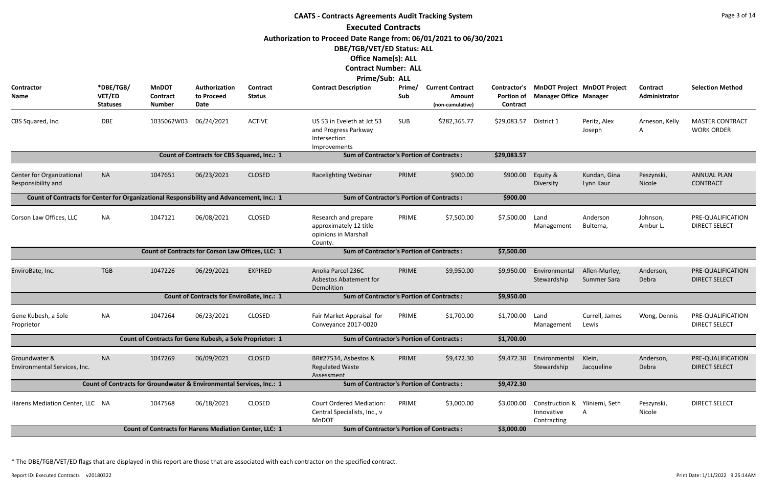# CAATS - Contracts Agreements Audit Tracking System

## Executed Contracts

**Authorization to Proceed Date Range from: 06/01/2021 to 06/30/2021**

**DBE/TGB/VET/ED Status: ALL**

**Office Name(s): ALL**

**Contract Number: ALL**

**Prime/Sub: ALL**

| Contractor Name | *DBE/TGB/VET/ED Statuses | MnDOT Contract Number | Authorization to Proceed Date | Contract Status | Contract Description | Prime/Sub | Current Contract Amount (non-cumulative) | Contractor's Portion of Contract | MnDOT Project Manager Office | MnDOT Project Manager | Contract Administrator | Selection Method |
|---|---|---|---|---|---|---|---|---|---|---|---|---|
| CBS Squared, Inc. | DBE | 1035062W03 | 06/24/2021 | ACTIVE | US 53 in Eveleth at Jct 53 and Progress Parkway Intersection Improvements | SUB | $282,365.77 | $29,083.57 | District 1 | Peritz, Alex Joseph | Arneson, Kelly A | MASTER CONTRACT WORK ORDER |
| | | Count of Contracts for CBS Squared, Inc.: 1 | | | Sum of Contractor's Portion of Contracts : | | | $29,083.57 | | | | |
| Center for Organizational Responsibility and | NA | 1047651 | 06/23/2021 | CLOSED | Racelighting Webinar | PRIME | $900.00 | $900.00 | Equity & Diversity | Kundan, Gina Lynn Kaur | Peszynski, Nicole | ANNUAL PLAN CONTRACT |
| Count of Contracts for Center for Organizational Responsibility and Advancement, Inc.: 1 | | | | | Sum of Contractor's Portion of Contracts : | | | $900.00 | | | | |
| Corson Law Offices, LLC | NA | 1047121 | 06/08/2021 | CLOSED | Research and prepare approximately 12 title opinions in Marshall County. | PRIME | $7,500.00 | $7,500.00 | Land Management | Anderson Bultema, | Johnson, Ambur L. | PRE-QUALIFICATION DIRECT SELECT |
| | | Count of Contracts for Corson Law Offices, LLC: 1 | | | Sum of Contractor's Portion of Contracts : | | | $7,500.00 | | | | |
| EnviroBate, Inc. | TGB | 1047226 | 06/29/2021 | EXPIRED | Anoka Parcel 236C Asbestos Abatement for Demolition | PRIME | $9,950.00 | $9,950.00 | Environmental Stewardship | Allen-Murley, Summer Sara | Anderson, Debra | PRE-QUALIFICATION DIRECT SELECT |
| | | Count of Contracts for EnviroBate, Inc.: 1 | | | Sum of Contractor's Portion of Contracts : | | | $9,950.00 | | | | |
| Gene Kubesh, a Sole Proprietor | NA | 1047264 | 06/23/2021 | CLOSED | Fair Market Appraisal for Conveyance 2017-0020 | PRIME | $1,700.00 | $1,700.00 | Land Management | Currell, James Lewis | Wong, Dennis | PRE-QUALIFICATION DIRECT SELECT |
| | | Count of Contracts for Gene Kubesh, a Sole Proprietor: 1 | | | Sum of Contractor's Portion of Contracts : | | | $1,700.00 | | | | |
| Groundwater & Environmental Services, Inc. | NA | 1047269 | 06/09/2021 | CLOSED | BR#27534, Asbestos & Regulated Waste Assessment | PRIME | $9,472.30 | $9,472.30 | Environmental Stewardship | Klein, Jacqueline | Anderson, Debra | PRE-QUALIFICATION DIRECT SELECT |
| | | Count of Contracts for Groundwater & Environmental Services, Inc.: 1 | | | Sum of Contractor's Portion of Contracts : | | | $9,472.30 | | | | |
| Harens Mediation Center, LLC | NA | 1047568 | 06/18/2021 | CLOSED | Court Ordered Mediation: Central Specialists, Inc., v MnDOT | PRIME | $3,000.00 | $3,000.00 | Construction & Innovative Contracting | Yliniemi, Seth A | Peszynski, Nicole | DIRECT SELECT |
| | | Count of Contracts for Harens Mediation Center, LLC: 1 | | | Sum of Contractor's Portion of Contracts : | | | $3,000.00 | | | | |

* The DBE/TGB/VET/ED flags that are displayed in this report are those that are associated with each contractor on the specified contract.

Report ID: Executed Contracts v20180322

Print Date: 1/11/2022 9:25:14AM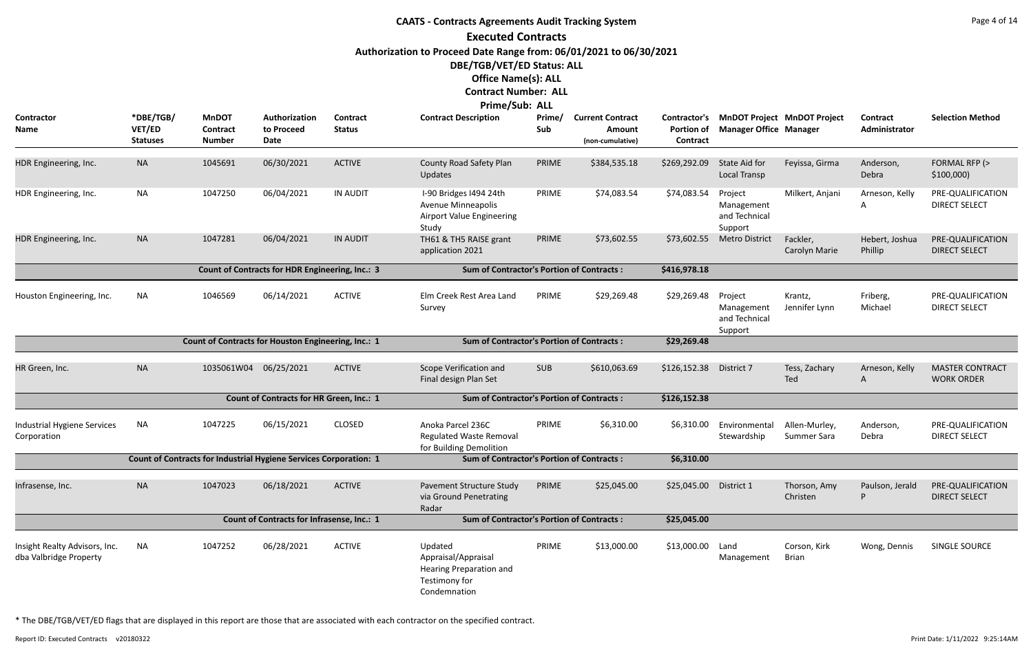# CAATS - Contracts Agreements Audit Tracking System

## Executed Contracts

**Authorization to Proceed Date Range from: 06/01/2021 to 06/30/2021**

**DBE/TGB/VET/ED Status: ALL**

**Office Name(s): ALL**

**Contract Number: ALL**

**Prime/Sub: ALL**

| Contractor Name | *DBE/TGB/ VET/ED Statuses | MnDOT Contract Number | Authorization to Proceed Date | Contract Status | Contract Description | Prime/ Sub | Current Contract Amount (non-cumulative) | Contractor's Portion of Contract | MnDOT Project Manager Office | MnDOT Project Manager | Contract Administrator | Selection Method |
|---|---|---|---|---|---|---|---|---|---|---|---|---|
| HDR Engineering, Inc. | NA | 1045691 | 06/30/2021 | ACTIVE | County Road Safety Plan Updates | PRIME | $384,535.18 | $269,292.09 | State Aid for Local Transp | Feyissa, Girma | Anderson, Debra | FORMAL RFP (> $100,000) |
| HDR Engineering, Inc. | NA | 1047250 | 06/04/2021 | IN AUDIT | I-90 Bridges I494 24th Avenue Minneapolis Airport Value Engineering Study | PRIME | $74,083.54 | $74,083.54 | Project Management and Technical Support | Milkert, Anjani | Arneson, Kelly A | PRE-QUALIFICATION DIRECT SELECT |
| HDR Engineering, Inc. | NA | 1047281 | 06/04/2021 | IN AUDIT | TH61 & TH5 RAISE grant application 2021 | PRIME | $73,602.55 | $73,602.55 | Metro District | Fackler, Carolyn Marie | Hebert, Joshua Phillip | PRE-QUALIFICATION DIRECT SELECT |
| | | **Count of Contracts for HDR Engineering, Inc.: 3** | | | **Sum of Contractor's Portion of Contracts :** | | | **$416,978.18** | | | | |
| Houston Engineering, Inc. | NA | 1046569 | 06/14/2021 | ACTIVE | Elm Creek Rest Area Land Survey | PRIME | $29,269.48 | $29,269.48 | Project Management and Technical Support | Krantz, Jennifer Lynn | Friberg, Michael | PRE-QUALIFICATION DIRECT SELECT |
| | | **Count of Contracts for Houston Engineering, Inc.: 1** | | | **Sum of Contractor's Portion of Contracts :** | | | **$29,269.48** | | | | |
| HR Green, Inc. | NA | 1035061W04 | 06/25/2021 | ACTIVE | Scope Verification and Final design Plan Set | SUB | $610,063.69 | $126,152.38 | District 7 | Tess, Zachary Ted | Arneson, Kelly A | MASTER CONTRACT WORK ORDER |
| | | **Count of Contracts for HR Green, Inc.: 1** | | | **Sum of Contractor's Portion of Contracts :** | | | **$126,152.38** | | | | |
| Industrial Hygiene Services Corporation | NA | 1047225 | 06/15/2021 | CLOSED | Anoka Parcel 236C Regulated Waste Removal for Building Demolition | PRIME | $6,310.00 | $6,310.00 | Environmental Stewardship | Allen-Murley, Summer Sara | Anderson, Debra | PRE-QUALIFICATION DIRECT SELECT |
| | | **Count of Contracts for Industrial Hygiene Services Corporation: 1** | | | **Sum of Contractor's Portion of Contracts :** | | | **$6,310.00** | | | | |
| Infrasense, Inc. | NA | 1047023 | 06/18/2021 | ACTIVE | Pavement Structure Study via Ground Penetrating Radar | PRIME | $25,045.00 | $25,045.00 | District 1 | Thorson, Amy Christen | Paulson, Jerald P | PRE-QUALIFICATION DIRECT SELECT |
| | | **Count of Contracts for Infrasense, Inc.: 1** | | | **Sum of Contractor's Portion of Contracts :** | | | **$25,045.00** | | | | |
| Insight Realty Advisors, Inc. dba Valbridge Property | NA | 1047252 | 06/28/2021 | ACTIVE | Updated Appraisal/Appraisal Hearing Preparation and Testimony for Condemnation | PRIME | $13,000.00 | $13,000.00 | Land Management | Corson, Kirk Brian | Wong, Dennis | SINGLE SOURCE |

\* The DBE/TGB/VET/ED flags that are displayed in this report are those that are associated with each contractor on the specified contract.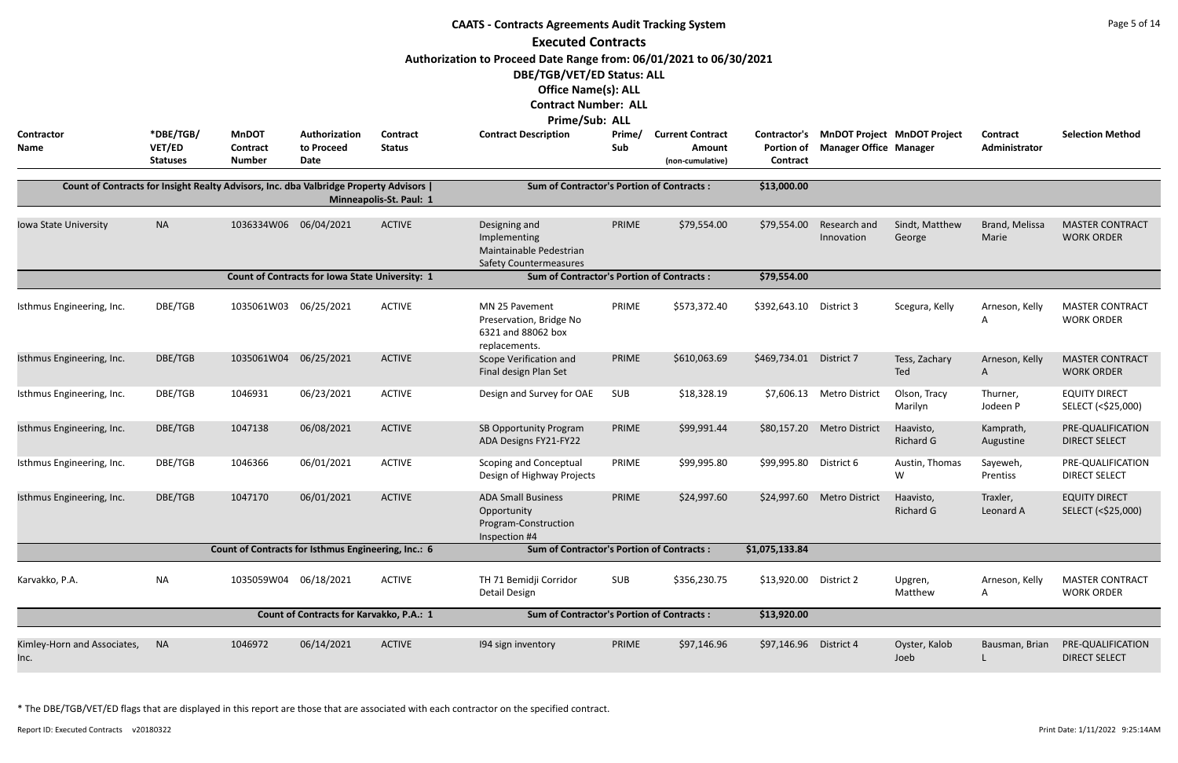# CAATS - Contracts Agreements Audit Tracking System

## Executed Contracts

**Authorization to Proceed Date Range from: 06/01/2021 to 06/30/2021**

**DBE/TGB/VET/ED Status: ALL**

**Office Name(s): ALL**

**Contract Number: ALL**

**Prime/Sub: ALL**

| Contractor Name | *DBE/TGB/ VET/ED Statuses | MnDOT Contract Number | Authorization to Proceed Date | Contract Status | Contract Description | Prime/ Sub | Current Contract Amount (non-cumulative) | Contractor's Portion of Contract | MnDOT Project Manager Office | MnDOT Project Manager | Contract Administrator | Selection Method |
|---|---|---|---|---|---|---|---|---|---|---|---|---|
| Count of Contracts for Insight Realty Advisors, Inc. dba Valbridge Property Advisors \| Minneapolis-St. Paul: 1 | | | | | Sum of Contractor's Portion of Contracts : | | | $13,000.00 | | | | |
| Iowa State University | NA | 1036334W06 | 06/04/2021 | ACTIVE | Designing and Implementing Maintainable Pedestrian Safety Countermeasures | PRIME | $79,554.00 | $79,554.00 | Research and Innovation | Sindt, Matthew George | Brand, Melissa Marie | MASTER CONTRACT WORK ORDER |
| Count of Contracts for Iowa State University: 1 | | | | | Sum of Contractor's Portion of Contracts : | | | $79,554.00 | | | | |
| Isthmus Engineering, Inc. | DBE/TGB | 1035061W03 | 06/25/2021 | ACTIVE | MN 25 Pavement Preservation, Bridge No 6321 and 88062 box replacements. | PRIME | $573,372.40 | $392,643.10 | District 3 | Scegura, Kelly | Arneson, Kelly A | MASTER CONTRACT WORK ORDER |
| Isthmus Engineering, Inc. | DBE/TGB | 1035061W04 | 06/25/2021 | ACTIVE | Scope Verification and Final design Plan Set | PRIME | $610,063.69 | $469,734.01 | District 7 | Tess, Zachary Ted | Arneson, Kelly A | MASTER CONTRACT WORK ORDER |
| Isthmus Engineering, Inc. | DBE/TGB | 1046931 | 06/23/2021 | ACTIVE | Design and Survey for OAE | SUB | $18,328.19 | $7,606.13 | Metro District | Olson, Tracy Marilyn | Thurner, Jodeen P | EQUITY DIRECT SELECT (<$25,000) |
| Isthmus Engineering, Inc. | DBE/TGB | 1047138 | 06/08/2021 | ACTIVE | SB Opportunity Program ADA Designs FY21-FY22 | PRIME | $99,991.44 | $80,157.20 | Metro District | Haavisto, Richard G | Kamprath, Augustine | PRE-QUALIFICATION DIRECT SELECT |
| Isthmus Engineering, Inc. | DBE/TGB | 1046366 | 06/01/2021 | ACTIVE | Scoping and Conceptual Design of Highway Projects | PRIME | $99,995.80 | $99,995.80 | District 6 | Austin, Thomas W | Sayeweh, Prentiss | PRE-QUALIFICATION DIRECT SELECT |
| Isthmus Engineering, Inc. | DBE/TGB | 1047170 | 06/01/2021 | ACTIVE | ADA Small Business Opportunity Program-Construction Inspection #4 | PRIME | $24,997.60 | $24,997.60 | Metro District | Haavisto, Richard G | Traxler, Leonard A | EQUITY DIRECT SELECT (<$25,000) |
| Count of Contracts for Isthmus Engineering, Inc.: 6 | | | | | Sum of Contractor's Portion of Contracts : | | | $1,075,133.84 | | | | |
| Karvakko, P.A. | NA | 1035059W04 | 06/18/2021 | ACTIVE | TH 71 Bemidji Corridor Detail Design | SUB | $356,230.75 | $13,920.00 | District 2 | Upgren, Matthew | Arneson, Kelly A | MASTER CONTRACT WORK ORDER |
| Count of Contracts for Karvakko, P.A.: 1 | | | | | Sum of Contractor's Portion of Contracts : | | | $13,920.00 | | | | |
| Kimley-Horn and Associates, Inc. | NA | 1046972 | 06/14/2021 | ACTIVE | I94 sign inventory | PRIME | $97,146.96 | $97,146.96 | District 4 | Oyster, Kalob Joeb | Bausman, Brian L | PRE-QUALIFICATION DIRECT SELECT |

\* The DBE/TGB/VET/ED flags that are displayed in this report are those that are associated with each contractor on the specified contract.

Report ID: Executed Contracts v20180322 Print Date: 1/11/2022 9:25:14AM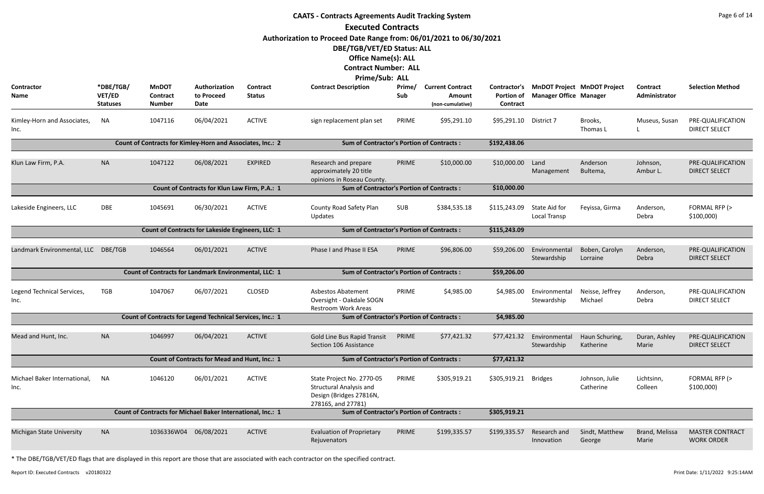# CAATS - Contracts Agreements Audit Tracking System

## Executed Contracts

**Authorization to Proceed Date Range from: 06/01/2021 to 06/30/2021**

**DBE/TGB/VET/ED Status: ALL**

**Office Name(s): ALL**

**Contract Number: ALL**

**Prime/Sub: ALL**

| Contractor Name | *DBE/TGB/ VET/ED Statuses | MnDOT Contract Number | Authorization to Proceed Date | Contract Status | Contract Description | Prime/ Sub | Current Contract Amount (non-cumulative) | Contractor's Portion of Contract | MnDOT Project Manager Office | MnDOT Project Manager | Contract Administrator | Selection Method |
|---|---|---|---|---|---|---|---|---|---|---|---|---|
| Kimley-Horn and Associates, Inc. | NA | 1047116 | 06/04/2021 | ACTIVE | sign replacement plan set | PRIME | $95,291.10 | $95,291.10 | District 7 | Brooks, Thomas L | Museus, Susan L | PRE-QUALIFICATION DIRECT SELECT |
| **Count of Contracts for Kimley-Horn and Associates, Inc.: 2** | | | | | **Sum of Contractor's Portion of Contracts :** | | | **$192,438.06** | | | | |
| Klun Law Firm, P.A. | NA | 1047122 | 06/08/2021 | EXPIRED | Research and prepare approximately 20 title opinions in Roseau County. | PRIME | $10,000.00 | $10,000.00 | Land Management | Anderson Bultema, | Johnson, Ambur L. | PRE-QUALIFICATION DIRECT SELECT |
| **Count of Contracts for Klun Law Firm, P.A.: 1** | | | | | **Sum of Contractor's Portion of Contracts :** | | | **$10,000.00** | | | | |
| Lakeside Engineers, LLC | DBE | 1045691 | 06/30/2021 | ACTIVE | County Road Safety Plan Updates | SUB | $384,535.18 | $115,243.09 | State Aid for Local Transp | Feyissa, Girma | Anderson, Debra | FORMAL RFP (> $100,000) |
| **Count of Contracts for Lakeside Engineers, LLC: 1** | | | | | **Sum of Contractor's Portion of Contracts :** | | | **$115,243.09** | | | | |
| Landmark Environmental, LLC | DBE/TGB | 1046564 | 06/01/2021 | ACTIVE | Phase I and Phase II ESA | PRIME | $96,806.00 | $59,206.00 | Environmental Stewardship | Boben, Carolyn Lorraine | Anderson, Debra | PRE-QUALIFICATION DIRECT SELECT |
| **Count of Contracts for Landmark Environmental, LLC: 1** | | | | | **Sum of Contractor's Portion of Contracts :** | | | **$59,206.00** | | | | |
| Legend Technical Services, Inc. | TGB | 1047067 | 06/07/2021 | CLOSED | Asbestos Abatement Oversight - Oakdale SOGN Restroom Work Areas | PRIME | $4,985.00 | $4,985.00 | Environmental Stewardship | Neisse, Jeffrey Michael | Anderson, Debra | PRE-QUALIFICATION DIRECT SELECT |
| **Count of Contracts for Legend Technical Services, Inc.: 1** | | | | | **Sum of Contractor's Portion of Contracts :** | | | **$4,985.00** | | | | |
| Mead and Hunt, Inc. | NA | 1046997 | 06/04/2021 | ACTIVE | Gold Line Bus Rapid Transit Section 106 Assistance | PRIME | $77,421.32 | $77,421.32 | Environmental Stewardship | Haun Schuring, Katherine | Duran, Ashley Marie | PRE-QUALIFICATION DIRECT SELECT |
| **Count of Contracts for Mead and Hunt, Inc.: 1** | | | | | **Sum of Contractor's Portion of Contracts :** | | | **$77,421.32** | | | | |
| Michael Baker International, Inc. | NA | 1046120 | 06/01/2021 | ACTIVE | State Project No. 2770-05 Structural Analysis and Design (Bridges 27816N, 27816S, and 27781) | PRIME | $305,919.21 | $305,919.21 | Bridges | Johnson, Julie Catherine | Lichtsinn, Colleen | FORMAL RFP (> $100,000) |
| **Count of Contracts for Michael Baker International, Inc.: 1** | | | | | **Sum of Contractor's Portion of Contracts :** | | | **$305,919.21** | | | | |
| Michigan State University | NA | 1036336W04 | 06/08/2021 | ACTIVE | Evaluation of Proprietary Rejuvenators | PRIME | $199,335.57 | $199,335.57 | Research and Innovation | Sindt, Matthew George | Brand, Melissa Marie | MASTER CONTRACT WORK ORDER |

* The DBE/TGB/VET/ED flags that are displayed in this report are those that are associated with each contractor on the specified contract.

Report ID: Executed Contracts v20180322

Print Date: 1/11/2022 9:25:14AM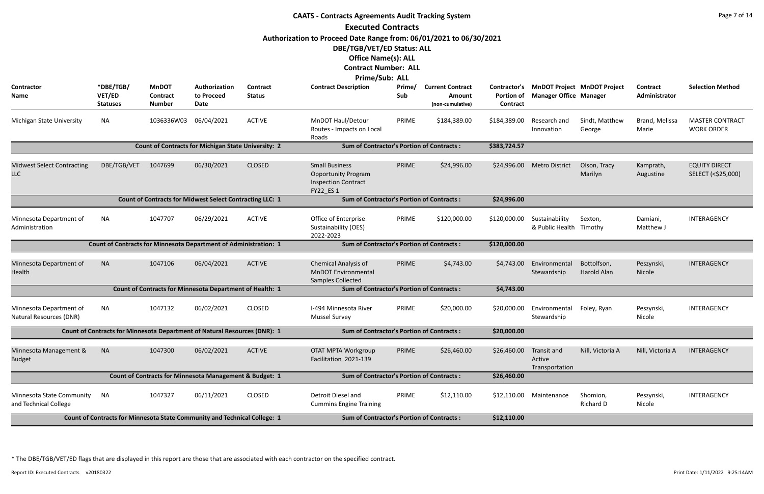# CAATS - Contracts Agreements Audit Tracking System

## Executed Contracts

**Authorization to Proceed Date Range from: 06/01/2021 to 06/30/2021**

**DBE/TGB/VET/ED Status: ALL**

**Office Name(s): ALL**

**Contract Number: ALL**

**Prime/Sub: ALL**

| Contractor Name | *DBE/TGB/VET/ED Statuses | MnDOT Contract Number | Authorization to Proceed Date | Contract Status | Contract Description | Prime/Sub | Current Contract Amount (non-cumulative) | Contractor's Portion of Contract | MnDOT Project Manager Office | MnDOT Project Manager | Contract Administrator | Selection Method |
|---|---|---|---|---|---|---|---|---|---|---|---|---|
| Michigan State University | NA | 1036336W03 | 06/04/2021 | ACTIVE | MnDOT Haul/Detour Routes - Impacts on Local Roads | PRIME | $184,389.00 | $184,389.00 | Research and Innovation | Sindt, Matthew George | Brand, Melissa Marie | MASTER CONTRACT WORK ORDER |
| | | Count of Contracts for Michigan State University: 2 | | | Sum of Contractor's Portion of Contracts : | | | $383,724.57 | | | | |
| Midwest Select Contracting LLC | DBE/TGB/VET | 1047699 | 06/30/2021 | CLOSED | Small Business Opportunity Program Inspection Contract FY22_ES 1 | PRIME | $24,996.00 | $24,996.00 | Metro District | Olson, Tracy Marilyn | Kamprath, Augustine | EQUITY DIRECT SELECT (<$25,000) |
| | | Count of Contracts for Midwest Select Contracting LLC: 1 | | | Sum of Contractor's Portion of Contracts : | | | $24,996.00 | | | | |
| Minnesota Department of Administration | NA | 1047707 | 06/29/2021 | ACTIVE | Office of Enterprise Sustainability (OES) 2022-2023 | PRIME | $120,000.00 | $120,000.00 | Sustainability & Public Health | Sexton, Timothy | Damiani, Matthew J | INTERAGENCY |
| | | Count of Contracts for Minnesota Department of Administration: 1 | | | Sum of Contractor's Portion of Contracts : | | | $120,000.00 | | | | |
| Minnesota Department of Health | NA | 1047106 | 06/04/2021 | ACTIVE | Chemical Analysis of MnDOT Environmental Samples Collected | PRIME | $4,743.00 | $4,743.00 | Environmental Stewardship | Bottolfson, Harold Alan | Peszynski, Nicole | INTERAGENCY |
| | | Count of Contracts for Minnesota Department of Health: 1 | | | Sum of Contractor's Portion of Contracts : | | | $4,743.00 | | | | |
| Minnesota Department of Natural Resources (DNR) | NA | 1047132 | 06/02/2021 | CLOSED | I-494 Minnesota River Mussel Survey | PRIME | $20,000.00 | $20,000.00 | Environmental Stewardship | Foley, Ryan | Peszynski, Nicole | INTERAGENCY |
| | | Count of Contracts for Minnesota Department of Natural Resources (DNR): 1 | | | Sum of Contractor's Portion of Contracts : | | | $20,000.00 | | | | |
| Minnesota Management & Budget | NA | 1047300 | 06/02/2021 | ACTIVE | OTAT MPTA Workgroup Facilitation 2021-139 | PRIME | $26,460.00 | $26,460.00 | Transit and Active Transportation | Nill, Victoria A | Nill, Victoria A | INTERAGENCY |
| | | Count of Contracts for Minnesota Management & Budget: 1 | | | Sum of Contractor's Portion of Contracts : | | | $26,460.00 | | | | |
| Minnesota State Community and Technical College | NA | 1047327 | 06/11/2021 | CLOSED | Detroit Diesel and Cummins Engine Training | PRIME | $12,110.00 | $12,110.00 | Maintenance | Shomion, Richard D | Peszynski, Nicole | INTERAGENCY |
| | | Count of Contracts for Minnesota State Community and Technical College: 1 | | | Sum of Contractor's Portion of Contracts : | | | $12,110.00 | | | | |

* The DBE/TGB/VET/ED flags that are displayed in this report are those that are associated with each contractor on the specified contract.

Report ID: Executed Contracts v20180322

Print Date: 1/11/2022 9:25:14AM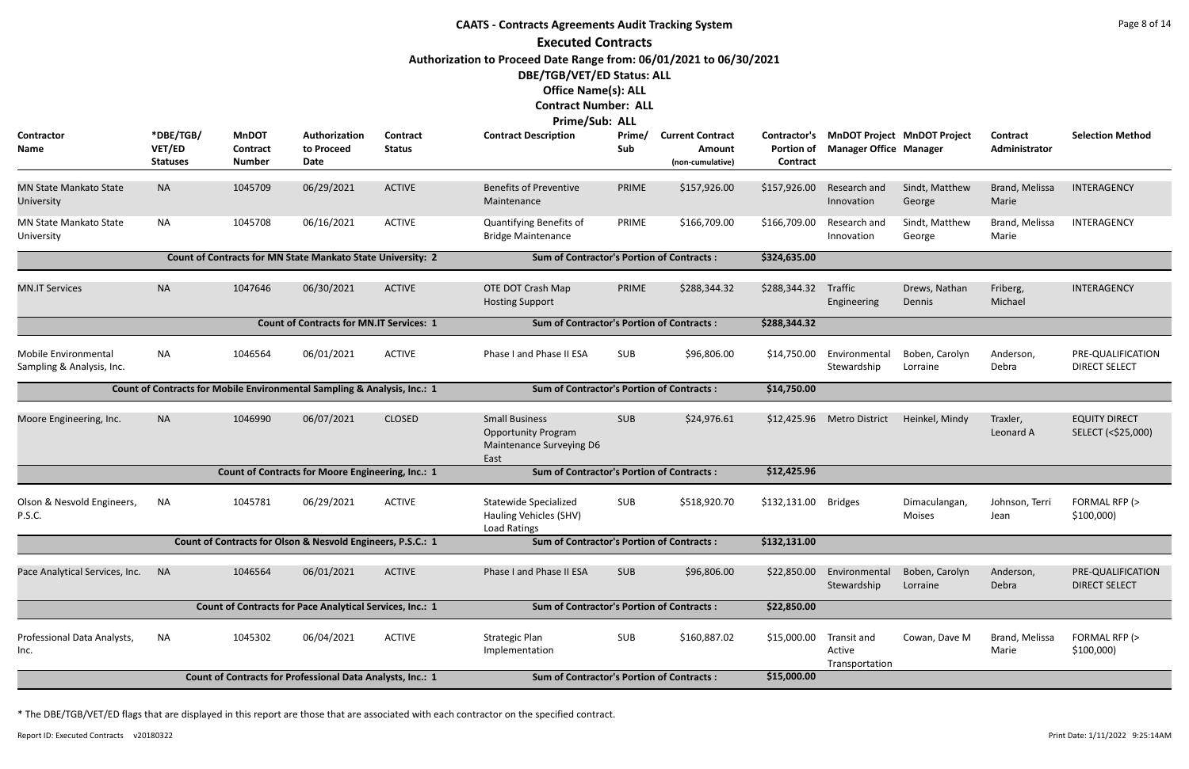# CAATS - Contracts Agreements Audit Tracking System

## Executed Contracts

**Authorization to Proceed Date Range from: 06/01/2021 to 06/30/2021**

**DBE/TGB/VET/ED Status: ALL**

**Office Name(s): ALL**

**Contract Number: ALL**

**Prime/Sub: ALL**

| Contractor Name | *DBE/TGB/VET/ED Statuses | MnDOT Contract Number | Authorization to Proceed Date | Contract Status | Contract Description | Prime/Sub | Current Contract Amount (non-cumulative) | Contractor's Portion of Contract | MnDOT Project Manager Office | MnDOT Project Manager | Contract Administrator | Selection Method |
|---|---|---|---|---|---|---|---|---|---|---|---|---|
| MN State Mankato State University | NA | 1045709 | 06/29/2021 | ACTIVE | Benefits of Preventive Maintenance | PRIME | $157,926.00 | $157,926.00 | Research and Innovation | Sindt, Matthew George | Brand, Melissa Marie | INTERAGENCY |
| MN State Mankato State University | NA | 1045708 | 06/16/2021 | ACTIVE | Quantifying Benefits of Bridge Maintenance | PRIME | $166,709.00 | $166,709.00 | Research and Innovation | Sindt, Matthew George | Brand, Melissa Marie | INTERAGENCY |
| Count of Contracts for MN State Mankato State University: 2 | | | | | Sum of Contractor's Portion of Contracts : | | | $324,635.00 | | | | |
| MN.IT Services | NA | 1047646 | 06/30/2021 | ACTIVE | OTE DOT Crash Map Hosting Support | PRIME | $288,344.32 | $288,344.32 | Traffic Engineering | Drews, Nathan Dennis | Friberg, Michael | INTERAGENCY |
| Count of Contracts for MN.IT Services: 1 | | | | | Sum of Contractor's Portion of Contracts : | | | $288,344.32 | | | | |
| Mobile Environmental Sampling & Analysis, Inc. | NA | 1046564 | 06/01/2021 | ACTIVE | Phase I and Phase II ESA | SUB | $96,806.00 | $14,750.00 | Environmental Stewardship | Boben, Carolyn Lorraine | Anderson, Debra | PRE-QUALIFICATION DIRECT SELECT |
| Count of Contracts for Mobile Environmental Sampling & Analysis, Inc.: 1 | | | | | Sum of Contractor's Portion of Contracts : | | | $14,750.00 | | | | |
| Moore Engineering, Inc. | NA | 1046990 | 06/07/2021 | CLOSED | Small Business Opportunity Program Maintenance Surveying D6 East | SUB | $24,976.61 | $12,425.96 | Metro District | Heinkel, Mindy | Traxler, Leonard A | EQUITY DIRECT SELECT (<$25,000) |
| Count of Contracts for Moore Engineering, Inc.: 1 | | | | | Sum of Contractor's Portion of Contracts : | | | $12,425.96 | | | | |
| Olson & Nesvold Engineers, P.S.C. | NA | 1045781 | 06/29/2021 | ACTIVE | Statewide Specialized Hauling Vehicles (SHV) Load Ratings | SUB | $518,920.70 | $132,131.00 | Bridges | Dimaculangan, Moises | Johnson, Terri Jean | FORMAL RFP (> $100,000) |
| Count of Contracts for Olson & Nesvold Engineers, P.S.C.: 1 | | | | | Sum of Contractor's Portion of Contracts : | | | $132,131.00 | | | | |
| Pace Analytical Services, Inc. | NA | 1046564 | 06/01/2021 | ACTIVE | Phase I and Phase II ESA | SUB | $96,806.00 | $22,850.00 | Environmental Stewardship | Boben, Carolyn Lorraine | Anderson, Debra | PRE-QUALIFICATION DIRECT SELECT |
| Count of Contracts for Pace Analytical Services, Inc.: 1 | | | | | Sum of Contractor's Portion of Contracts : | | | $22,850.00 | | | | |
| Professional Data Analysts, Inc. | NA | 1045302 | 06/04/2021 | ACTIVE | Strategic Plan Implementation | SUB | $160,887.02 | $15,000.00 | Transit and Active Transportation | Cowan, Dave M | Brand, Melissa Marie | FORMAL RFP (> $100,000) |
| Count of Contracts for Professional Data Analysts, Inc.: 1 | | | | | Sum of Contractor's Portion of Contracts : | | | $15,000.00 | | | | |

* The DBE/TGB/VET/ED flags that are displayed in this report are those that are associated with each contractor on the specified contract.

Report ID: Executed Contracts v20180322

Print Date: 1/11/2022 9:25:14AM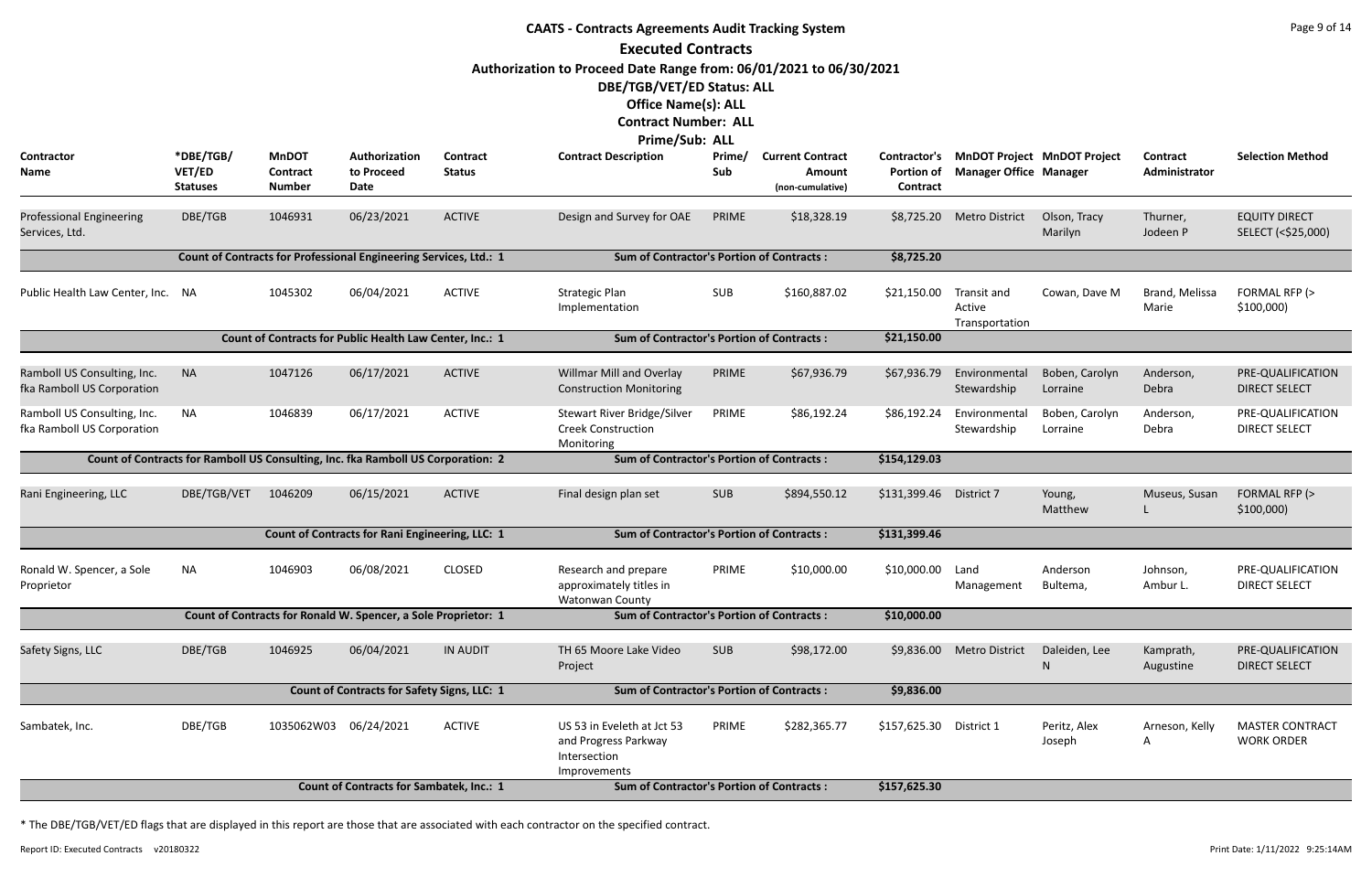# CAATS - Contracts Agreements Audit Tracking System

## Executed Contracts

**Authorization to Proceed Date Range from: 06/01/2021 to 06/30/2021**

**DBE/TGB/VET/ED Status: ALL**

**Office Name(s): ALL**

**Contract Number: ALL**

**Prime/Sub: ALL**

| Contractor Name | *DBE/TGB/ VET/ED Statuses | MnDOT Contract Number | Authorization to Proceed Date | Contract Status | Contract Description | Prime/ Sub | Current Contract Amount (non-cumulative) | Contractor's Portion of Contract | MnDOT Project Manager Office | MnDOT Project Manager | Contract Administrator | Selection Method |
|---|---|---|---|---|---|---|---|---|---|---|---|---|
| Professional Engineering Services, Ltd. | DBE/TGB | 1046931 | 06/23/2021 | ACTIVE | Design and Survey for OAE | PRIME | $18,328.19 | $8,725.20 | Metro District | Olson, Tracy Marilyn | Thurner, Jodeen P | EQUITY DIRECT SELECT (<$25,000) |
| Count of Contracts for Professional Engineering Services, Ltd.: 1 | | | | | Sum of Contractor's Portion of Contracts : | | | $8,725.20 | | | | |
| Public Health Law Center, Inc. | NA | 1045302 | 06/04/2021 | ACTIVE | Strategic Plan Implementation | SUB | $160,887.02 | $21,150.00 | Transit and Active Transportation | Cowan, Dave M | Brand, Melissa Marie | FORMAL RFP (> $100,000) |
| Count of Contracts for Public Health Law Center, Inc.: 1 | | | | | Sum of Contractor's Portion of Contracts : | | | $21,150.00 | | | | |
| Ramboll US Consulting, Inc. fka Ramboll US Corporation | NA | 1047126 | 06/17/2021 | ACTIVE | Willmar Mill and Overlay Construction Monitoring | PRIME | $67,936.79 | $67,936.79 | Environmental Stewardship | Boben, Carolyn Lorraine | Anderson, Debra | PRE-QUALIFICATION DIRECT SELECT |
| Ramboll US Consulting, Inc. fka Ramboll US Corporation | NA | 1046839 | 06/17/2021 | ACTIVE | Stewart River Bridge/Silver Creek Construction Monitoring | PRIME | $86,192.24 | $86,192.24 | Environmental Stewardship | Boben, Carolyn Lorraine | Anderson, Debra | PRE-QUALIFICATION DIRECT SELECT |
| Count of Contracts for Ramboll US Consulting, Inc. fka Ramboll US Corporation: 2 | | | | | Sum of Contractor's Portion of Contracts : | | | $154,129.03 | | | | |
| Rani Engineering, LLC | DBE/TGB/VET | 1046209 | 06/15/2021 | ACTIVE | Final design plan set | SUB | $894,550.12 | $131,399.46 | District 7 | Young, Matthew | Museus, Susan L | FORMAL RFP (> $100,000) |
| Count of Contracts for Rani Engineering, LLC: 1 | | | | | Sum of Contractor's Portion of Contracts : | | | $131,399.46 | | | | |
| Ronald W. Spencer, a Sole Proprietor | NA | 1046903 | 06/08/2021 | CLOSED | Research and prepare approximately titles in Watonwan County | PRIME | $10,000.00 | $10,000.00 | Land Management | Anderson Bultema, | Johnson, Ambur L. | PRE-QUALIFICATION DIRECT SELECT |
| Count of Contracts for Ronald W. Spencer, a Sole Proprietor: 1 | | | | | Sum of Contractor's Portion of Contracts : | | | $10,000.00 | | | | |
| Safety Signs, LLC | DBE/TGB | 1046925 | 06/04/2021 | IN AUDIT | TH 65 Moore Lake Video Project | SUB | $98,172.00 | $9,836.00 | Metro District | Daleiden, Lee N | Kamprath, Augustine | PRE-QUALIFICATION DIRECT SELECT |
| Count of Contracts for Safety Signs, LLC: 1 | | | | | Sum of Contractor's Portion of Contracts : | | | $9,836.00 | | | | |
| Sambatek, Inc. | DBE/TGB | 1035062W03 | 06/24/2021 | ACTIVE | US 53 in Eveleth at Jct 53 and Progress Parkway Intersection Improvements | PRIME | $282,365.77 | $157,625.30 | District 1 | Peritz, Alex Joseph | Arneson, Kelly A | MASTER CONTRACT WORK ORDER |
| Count of Contracts for Sambatek, Inc.: 1 | | | | | Sum of Contractor's Portion of Contracts : | | | $157,625.30 | | | | |

* The DBE/TGB/VET/ED flags that are displayed in this report are those that are associated with each contractor on the specified contract.

Report ID: Executed Contracts v20180322

Print Date: 1/11/2022 9:25:14AM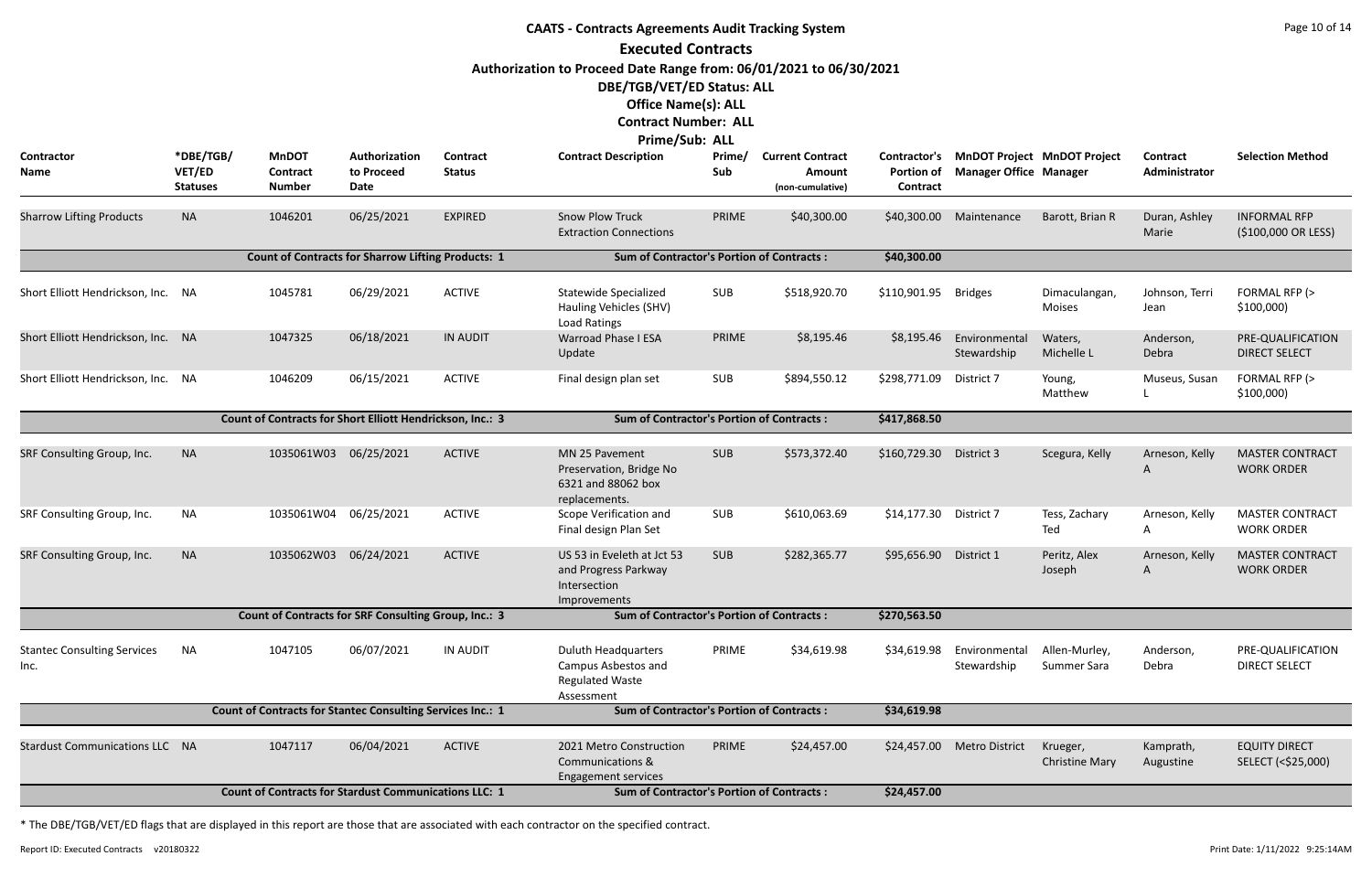# CAATS - Contracts Agreements Audit Tracking System

## Executed Contracts

**Authorization to Proceed Date Range from: 06/01/2021 to 06/30/2021**

**DBE/TGB/VET/ED Status: ALL**

**Office Name(s): ALL**

**Contract Number: ALL**

**Prime/Sub: ALL**

| Contractor Name | *DBE/TGB/VET/ED Statuses | MnDOT Contract Number | Authorization to Proceed Date | Contract Status | Contract Description | Prime/Sub | Current Contract Amount (non-cumulative) | Contractor's Portion of Contract | MnDOT Project Manager Office | MnDOT Project Manager | Contract Administrator | Selection Method |
|---|---|---|---|---|---|---|---|---|---|---|---|---|
| Sharrow Lifting Products | NA | 1046201 | 06/25/2021 | EXPIRED | Snow Plow Truck Extraction Connections | PRIME | $40,300.00 | $40,300.00 | Maintenance | Barott, Brian R | Duran, Ashley Marie | INFORMAL RFP ($100,000 OR LESS) |
| | | **Count of Contracts for Sharrow Lifting Products: 1** | | | **Sum of Contractor's Portion of Contracts :** | | | **$40,300.00** | | | | |
| Short Elliott Hendrickson, Inc. | NA | 1045781 | 06/29/2021 | ACTIVE | Statewide Specialized Hauling Vehicles (SHV) Load Ratings | SUB | $518,920.70 | $110,901.95 | Bridges | Dimaculangan, Moises | Johnson, Terri Jean | FORMAL RFP (> $100,000) |
| Short Elliott Hendrickson, Inc. | NA | 1047325 | 06/18/2021 | IN AUDIT | Warroad Phase I ESA Update | PRIME | $8,195.46 | $8,195.46 | Environmental Stewardship | Waters, Michelle L | Anderson, Debra | PRE-QUALIFICATION DIRECT SELECT |
| Short Elliott Hendrickson, Inc. | NA | 1046209 | 06/15/2021 | ACTIVE | Final design plan set | SUB | $894,550.12 | $298,771.09 | District 7 | Young, Matthew | Museus, Susan L | FORMAL RFP (> $100,000) |
| | | **Count of Contracts for Short Elliott Hendrickson, Inc.: 3** | | | **Sum of Contractor's Portion of Contracts :** | | | **$417,868.50** | | | | |
| SRF Consulting Group, Inc. | NA | 1035061W03 | 06/25/2021 | ACTIVE | MN 25 Pavement Preservation, Bridge No 6321 and 88062 box replacements. | SUB | $573,372.40 | $160,729.30 | District 3 | Scegura, Kelly | Arneson, Kelly A | MASTER CONTRACT WORK ORDER |
| SRF Consulting Group, Inc. | NA | 1035061W04 | 06/25/2021 | ACTIVE | Scope Verification and Final design Plan Set | SUB | $610,063.69 | $14,177.30 | District 7 | Tess, Zachary Ted | Arneson, Kelly A | MASTER CONTRACT WORK ORDER |
| SRF Consulting Group, Inc. | NA | 1035062W03 | 06/24/2021 | ACTIVE | US 53 in Eveleth at Jct 53 and Progress Parkway Intersection Improvements | SUB | $282,365.77 | $95,656.90 | District 1 | Peritz, Alex Joseph | Arneson, Kelly A | MASTER CONTRACT WORK ORDER |
| | | **Count of Contracts for SRF Consulting Group, Inc.: 3** | | | **Sum of Contractor's Portion of Contracts :** | | | **$270,563.50** | | | | |
| Stantec Consulting Services Inc. | NA | 1047105 | 06/07/2021 | IN AUDIT | Duluth Headquarters Campus Asbestos and Regulated Waste Assessment | PRIME | $34,619.98 | $34,619.98 | Environmental Stewardship | Allen-Murley, Summer Sara | Anderson, Debra | PRE-QUALIFICATION DIRECT SELECT |
| | | **Count of Contracts for Stantec Consulting Services Inc.: 1** | | | **Sum of Contractor's Portion of Contracts :** | | | **$34,619.98** | | | | |
| Stardust Communications LLC | NA | 1047117 | 06/04/2021 | ACTIVE | 2021 Metro Construction Communications & Engagement services | PRIME | $24,457.00 | $24,457.00 | Metro District | Krueger, Christine Mary | Kamprath, Augustine | EQUITY DIRECT SELECT (<$25,000) |
| | | **Count of Contracts for Stardust Communications LLC: 1** | | | **Sum of Contractor's Portion of Contracts :** | | | **$24,457.00** | | | | |

* The DBE/TGB/VET/ED flags that are displayed in this report are those that are associated with each contractor on the specified contract.

Report ID: Executed Contracts v20180322

Print Date: 1/11/2022 9:25:14AM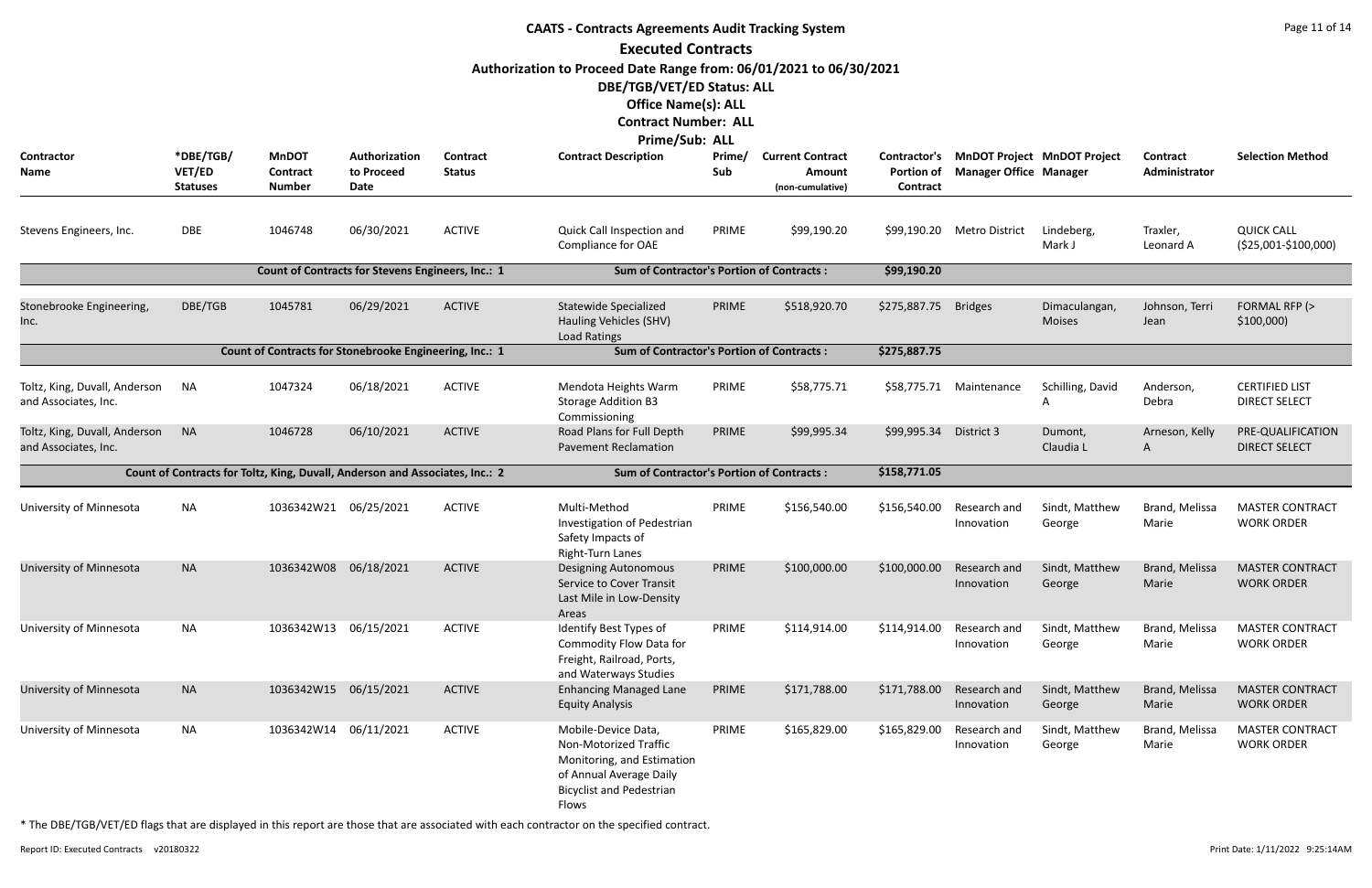# CAATS - Contracts Agreements Audit Tracking System

## Executed Contracts

**Authorization to Proceed Date Range from: 06/01/2021 to 06/30/2021**

**DBE/TGB/VET/ED Status: ALL**

**Office Name(s): ALL**

**Contract Number: ALL**

**Prime/Sub: ALL**

| Contractor Name | *DBE/TGB/ VET/ED Statuses | MnDOT Contract Number | Authorization to Proceed Date | Contract Status | Contract Description | Prime/ Sub | Current Contract Amount (non-cumulative) | Contractor's Portion of Contract | MnDOT Project Manager Office | MnDOT Project Manager | Contract Administrator | Selection Method |
|---|---|---|---|---|---|---|---|---|---|---|---|---|
| Stevens Engineers, Inc. | DBE | 1046748 | 06/30/2021 | ACTIVE | Quick Call Inspection and Compliance for OAE | PRIME | $99,190.20 | $99,190.20 | Metro District | Lindeberg, Mark J | Traxler, Leonard A | QUICK CALL ($25,001-$100,000) |
| | | Count of Contracts for Stevens Engineers, Inc.: 1 | | | Sum of Contractor's Portion of Contracts : | | | $99,190.20 | | | | |
| Stonebrooke Engineering, Inc. | DBE/TGB | 1045781 | 06/29/2021 | ACTIVE | Statewide Specialized Hauling Vehicles (SHV) Load Ratings | PRIME | $518,920.70 | $275,887.75 | Bridges | Dimaculangan, Moises | Johnson, Terri Jean | FORMAL RFP (> $100,000) |
| | | Count of Contracts for Stonebrooke Engineering, Inc.: 1 | | | Sum of Contractor's Portion of Contracts : | | | $275,887.75 | | | | |
| Toltz, King, Duvall, Anderson and Associates, Inc. | NA | 1047324 | 06/18/2021 | ACTIVE | Mendota Heights Warm Storage Addition B3 Commissioning | PRIME | $58,775.71 | $58,775.71 | Maintenance | Schilling, David A | Anderson, Debra | CERTIFIED LIST DIRECT SELECT |
| Toltz, King, Duvall, Anderson and Associates, Inc. | NA | 1046728 | 06/10/2021 | ACTIVE | Road Plans for Full Depth Pavement Reclamation | PRIME | $99,995.34 | $99,995.34 | District 3 | Dumont, Claudia L | Arneson, Kelly A | PRE-QUALIFICATION DIRECT SELECT |
| | | Count of Contracts for Toltz, King, Duvall, Anderson and Associates, Inc.: 2 | | | Sum of Contractor's Portion of Contracts : | | | $158,771.05 | | | | |
| University of Minnesota | NA | 1036342W21 | 06/25/2021 | ACTIVE | Multi-Method Investigation of Pedestrian Safety Impacts of Right-Turn Lanes | PRIME | $156,540.00 | $156,540.00 | Research and Innovation | Sindt, Matthew George | Brand, Melissa Marie | MASTER CONTRACT WORK ORDER |
| University of Minnesota | NA | 1036342W08 | 06/18/2021 | ACTIVE | Designing Autonomous Service to Cover Transit Last Mile in Low-Density Areas | PRIME | $100,000.00 | $100,000.00 | Research and Innovation | Sindt, Matthew George | Brand, Melissa Marie | MASTER CONTRACT WORK ORDER |
| University of Minnesota | NA | 1036342W13 | 06/15/2021 | ACTIVE | Identify Best Types of Commodity Flow Data for Freight, Railroad, Ports, and Waterways Studies | PRIME | $114,914.00 | $114,914.00 | Research and Innovation | Sindt, Matthew George | Brand, Melissa Marie | MASTER CONTRACT WORK ORDER |
| University of Minnesota | NA | 1036342W15 | 06/15/2021 | ACTIVE | Enhancing Managed Lane Equity Analysis | PRIME | $171,788.00 | $171,788.00 | Research and Innovation | Sindt, Matthew George | Brand, Melissa Marie | MASTER CONTRACT WORK ORDER |
| University of Minnesota | NA | 1036342W14 | 06/11/2021 | ACTIVE | Mobile-Device Data, Non-Motorized Traffic Monitoring, and Estimation of Annual Average Daily Bicyclist and Pedestrian Flows | PRIME | $165,829.00 | $165,829.00 | Research and Innovation | Sindt, Matthew George | Brand, Melissa Marie | MASTER CONTRACT WORK ORDER |

* The DBE/TGB/VET/ED flags that are displayed in this report are those that are associated with each contractor on the specified contract.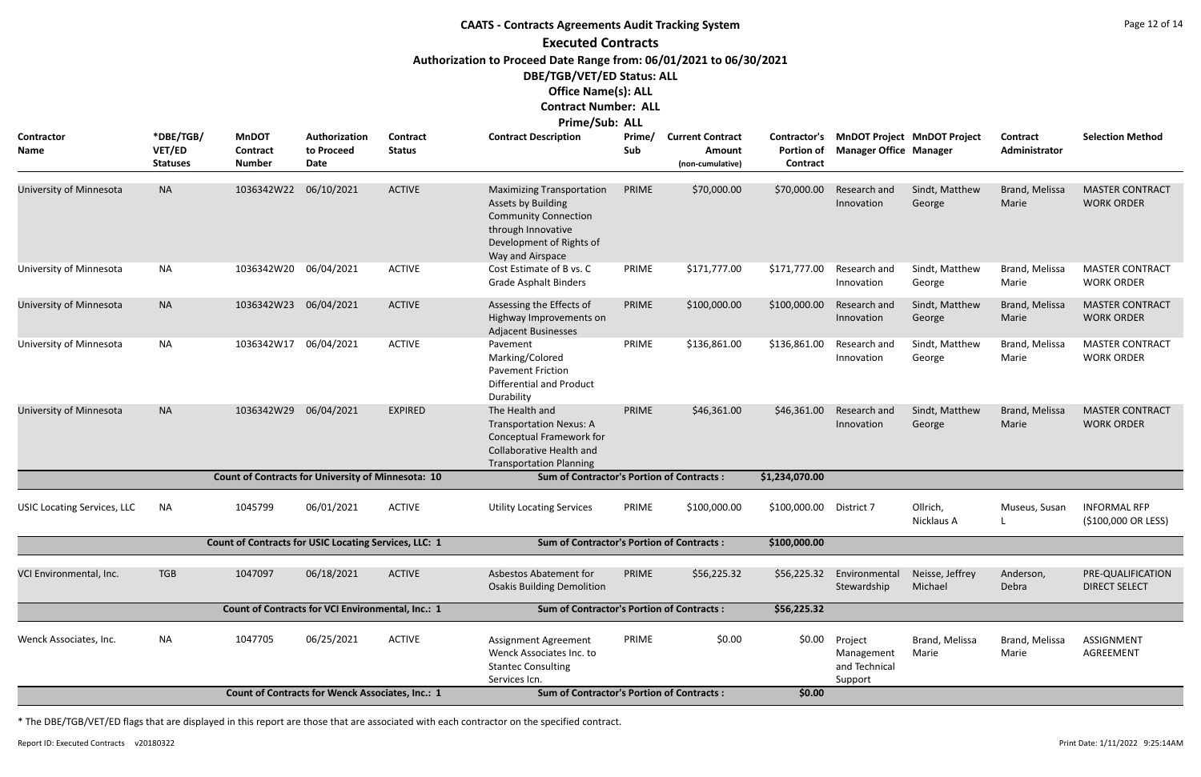# CAATS - Contracts Agreements Audit Tracking System

## Executed Contracts

**Authorization to Proceed Date Range from: 06/01/2021 to 06/30/2021**

**DBE/TGB/VET/ED Status: ALL**

**Office Name(s): ALL**

**Contract Number: ALL**

**Prime/Sub: ALL**

| Contractor Name | *DBE/TGB/ VET/ED Statuses | MnDOT Contract Number | Authorization to Proceed Date | Contract Status | Contract Description | Prime/ Sub | Current Contract Amount (non-cumulative) | Contractor's Portion of Contract | MnDOT Project Manager Office | MnDOT Project Manager | Contract Administrator | Selection Method |
|---|---|---|---|---|---|---|---|---|---|---|---|---|
| University of Minnesota | NA | 1036342W22 | 06/10/2021 | ACTIVE | Maximizing Transportation Assets by Building Community Connection through Innovative Development of Rights of Way and Airspace | PRIME | $70,000.00 | $70,000.00 | Research and Innovation | Sindt, Matthew George | Brand, Melissa Marie | MASTER CONTRACT WORK ORDER |
| University of Minnesota | NA | 1036342W20 | 06/04/2021 | ACTIVE | Cost Estimate of B vs. C Grade Asphalt Binders | PRIME | $171,777.00 | $171,777.00 | Research and Innovation | Sindt, Matthew George | Brand, Melissa Marie | MASTER CONTRACT WORK ORDER |
| University of Minnesota | NA | 1036342W23 | 06/04/2021 | ACTIVE | Assessing the Effects of Highway Improvements on Adjacent Businesses | PRIME | $100,000.00 | $100,000.00 | Research and Innovation | Sindt, Matthew George | Brand, Melissa Marie | MASTER CONTRACT WORK ORDER |
| University of Minnesota | NA | 1036342W17 | 06/04/2021 | ACTIVE | Pavement Marking/Colored Pavement Friction Differential and Product Durability | PRIME | $136,861.00 | $136,861.00 | Research and Innovation | Sindt, Matthew George | Brand, Melissa Marie | MASTER CONTRACT WORK ORDER |
| University of Minnesota | NA | 1036342W29 | 06/04/2021 | EXPIRED | The Health and Transportation Nexus: A Conceptual Framework for Collaborative Health and Transportation Planning | PRIME | $46,361.00 | $46,361.00 | Research and Innovation | Sindt, Matthew George | Brand, Melissa Marie | MASTER CONTRACT WORK ORDER |
| | | **Count of Contracts for University of Minnesota: 10** | | | **Sum of Contractor's Portion of Contracts :** | | | **$1,234,070.00** | | | | |
| USIC Locating Services, LLC | NA | 1045799 | 06/01/2021 | ACTIVE | Utility Locating Services | PRIME | $100,000.00 | $100,000.00 | District 7 | Ollrich, Nicklaus A | Museus, Susan L | INFORMAL RFP ($100,000 OR LESS) |
| | | **Count of Contracts for USIC Locating Services, LLC: 1** | | | **Sum of Contractor's Portion of Contracts :** | | | **$100,000.00** | | | | |
| VCI Environmental, Inc. | TGB | 1047097 | 06/18/2021 | ACTIVE | Asbestos Abatement for Osakis Building Demolition | PRIME | $56,225.32 | $56,225.32 | Environmental Stewardship | Neisse, Jeffrey Michael | Anderson, Debra | PRE-QUALIFICATION DIRECT SELECT |
| | | **Count of Contracts for VCI Environmental, Inc.: 1** | | | **Sum of Contractor's Portion of Contracts :** | | | **$56,225.32** | | | | |
| Wenck Associates, Inc. | NA | 1047705 | 06/25/2021 | ACTIVE | Assignment Agreement Wenck Associates Inc. to Stantec Consulting Services Icn. | PRIME | $0.00 | $0.00 | Project Management and Technical Support | Brand, Melissa Marie | Brand, Melissa Marie | ASSIGNMENT AGREEMENT |
| | | **Count of Contracts for Wenck Associates, Inc.: 1** | | | **Sum of Contractor's Portion of Contracts :** | | | **$0.00** | | | | |

* The DBE/TGB/VET/ED flags that are displayed in this report are those that are associated with each contractor on the specified contract.

Report ID: Executed Contracts v20180322

Print Date: 1/11/2022 9:25:14AM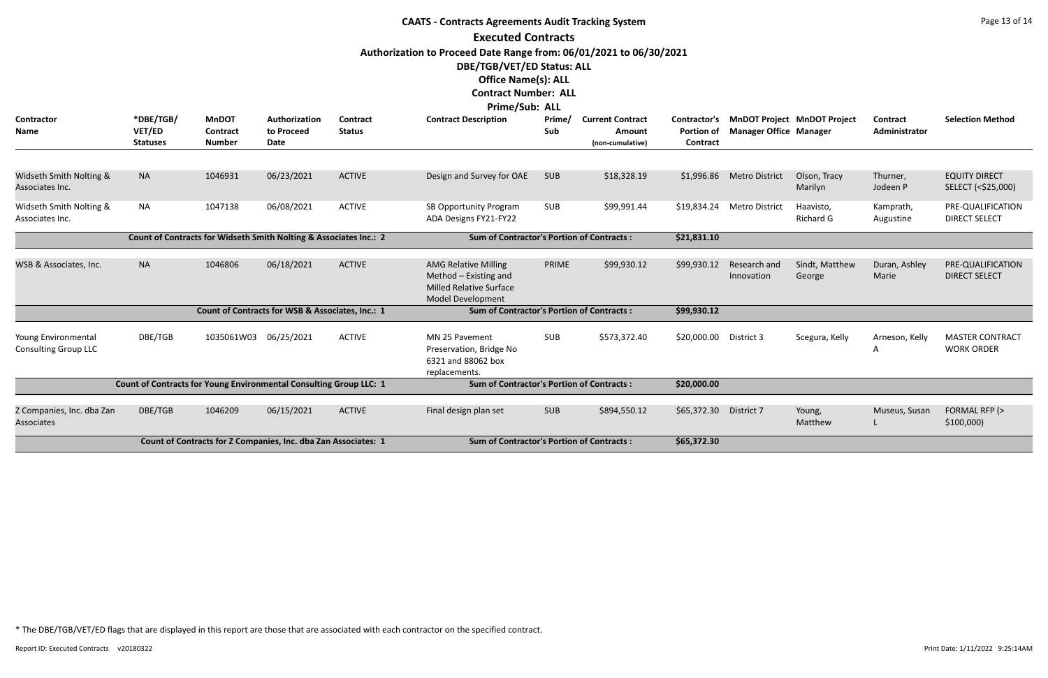# CAATS - Contracts Agreements Audit Tracking System

## Executed Contracts

**Authorization to Proceed Date Range from: 06/01/2021 to 06/30/2021**

**DBE/TGB/VET/ED Status: ALL**

**Office Name(s): ALL**

**Contract Number: ALL**

**Prime/Sub: ALL**

| Contractor Name | *DBE/TGB/VET/ED Statuses | MnDOT Contract Number | Authorization to Proceed Date | Contract Status | Contract Description | Prime/Sub | Current Contract Amount (non-cumulative) | Contractor's Portion of Contract | MnDOT Project Manager Office | MnDOT Project Manager | Contract Administrator | Selection Method |
|---|---|---|---|---|---|---|---|---|---|---|---|---|
| Widseth Smith Nolting & Associates Inc. | NA | 1046931 | 06/23/2021 | ACTIVE | Design and Survey for OAE | SUB | $18,328.19 | $1,996.86 | Metro District | Olson, Tracy Marilyn | Thurner, Jodeen P | EQUITY DIRECT SELECT (<$25,000) |
| Widseth Smith Nolting & Associates Inc. | NA | 1047138 | 06/08/2021 | ACTIVE | SB Opportunity Program ADA Designs FY21-FY22 | SUB | $99,991.44 | $19,834.24 | Metro District | Haavisto, Richard G | Kamprath, Augustine | PRE-QUALIFICATION DIRECT SELECT |
| Count of Contracts for Widseth Smith Nolting & Associates Inc.: 2 | | | | | Sum of Contractor's Portion of Contracts : | | | $21,831.10 | | | | |
| WSB & Associates, Inc. | NA | 1046806 | 06/18/2021 | ACTIVE | AMG Relative Milling Method – Existing and Milled Relative Surface Model Development | PRIME | $99,930.12 | $99,930.12 | Research and Innovation | Sindt, Matthew George | Duran, Ashley Marie | PRE-QUALIFICATION DIRECT SELECT |
| Count of Contracts for WSB & Associates, Inc.: 1 | | | | | Sum of Contractor's Portion of Contracts : | | | $99,930.12 | | | | |
| Young Environmental Consulting Group LLC | DBE/TGB | 1035061W03 | 06/25/2021 | ACTIVE | MN 25 Pavement Preservation, Bridge No 6321 and 88062 box replacements. | SUB | $573,372.40 | $20,000.00 | District 3 | Scegura, Kelly | Arneson, Kelly A | MASTER CONTRACT WORK ORDER |
| Count of Contracts for Young Environmental Consulting Group LLC: 1 | | | | | Sum of Contractor's Portion of Contracts : | | | $20,000.00 | | | | |
| Z Companies, Inc. dba Zan Associates | DBE/TGB | 1046209 | 06/15/2021 | ACTIVE | Final design plan set | SUB | $894,550.12 | $65,372.30 | District 7 | Young, Matthew | Museus, Susan L | FORMAL RFP (> $100,000) |
| Count of Contracts for Z Companies, Inc. dba Zan Associates: 1 | | | | | Sum of Contractor's Portion of Contracts : | | | $65,372.30 | | | | |

* The DBE/TGB/VET/ED flags that are displayed in this report are those that are associated with each contractor on the specified contract.

Report ID: Executed Contracts v20180322

Print Date: 1/11/2022 9:25:14AM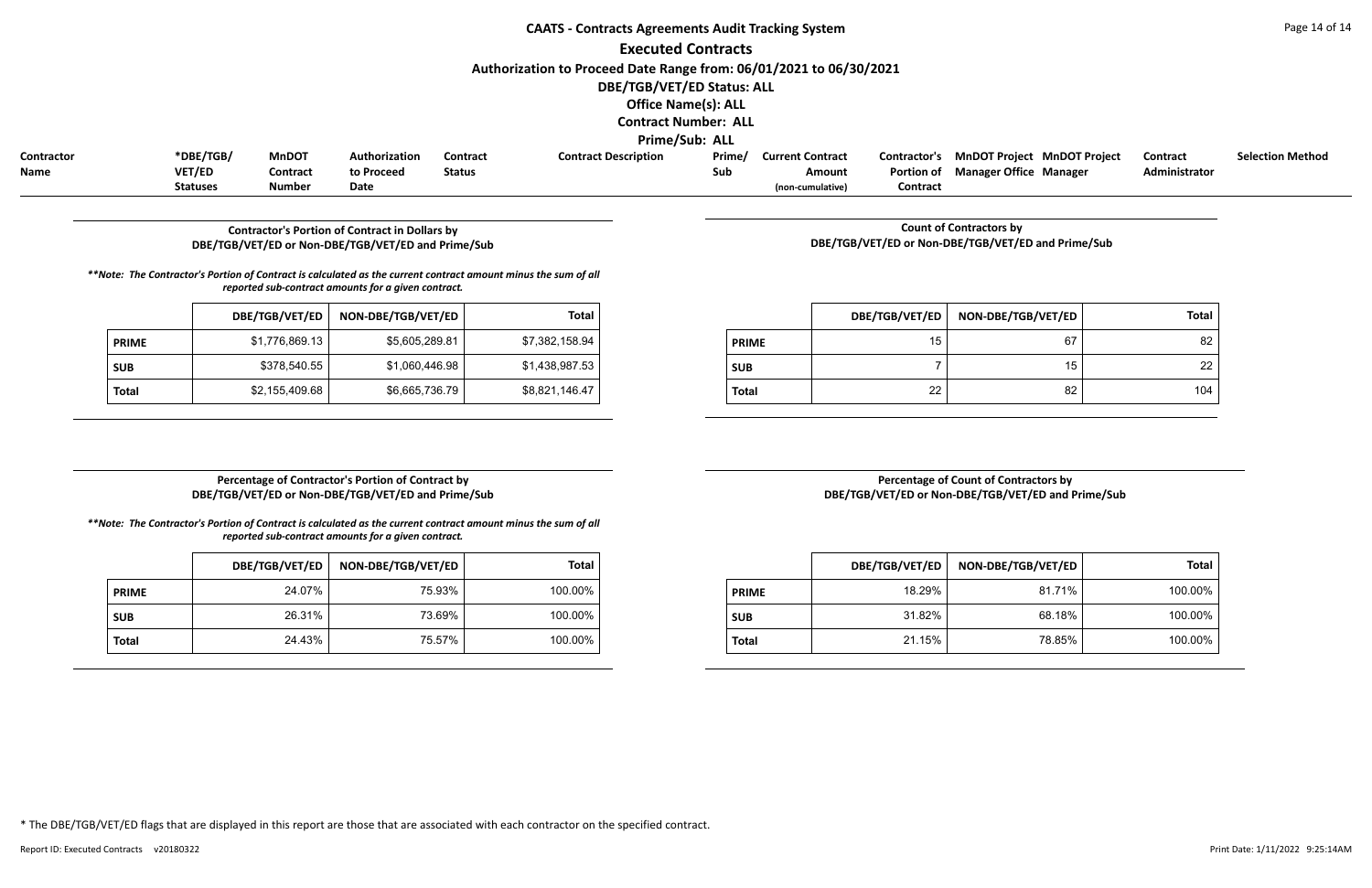# CAATS - Contracts Agreements Audit Tracking System

## Executed Contracts

**Authorization to Proceed Date Range from: 06/01/2021 to 06/30/2021**

**DBE/TGB/VET/ED Status: ALL**

**Office Name(s): ALL**

**Contract Number: ALL**

**Prime/Sub: ALL**

| Contractor Name | *DBE/TGB/ VET/ED Statuses | MnDOT Contract Number | Authorization to Proceed Date | Contract Status | Contract Description | Prime/ Sub | Current Contract Amount (non-cumulative) | Contractor's Portion of Contract | MnDOT Project Manager Office | MnDOT Project Manager | Contract Administrator | Selection Method |
|---|---|---|---|---|---|---|---|---|---|---|---|---|

### Contractor's Portion of Contract in Dollars by DBE/TGB/VET/ED or Non-DBE/TGB/VET/ED and Prime/Sub

*\*\*Note: The Contractor's Portion of Contract is calculated as the current contract amount minus the sum of all reported sub-contract amounts for a given contract.*

| | DBE/TGB/VET/ED | NON-DBE/TGB/VET/ED | Total |
|---|---|---|---|
| **PRIME** | $1,776,869.13 | $5,605,289.81 | $7,382,158.94 |
| **SUB** | $378,540.55 | $1,060,446.98 | $1,438,987.53 |
| **Total** | $2,155,409.68 | $6,665,736.79 | $8,821,146.47 |

### Count of Contractors by DBE/TGB/VET/ED or Non-DBE/TGB/VET/ED and Prime/Sub

| | DBE/TGB/VET/ED | NON-DBE/TGB/VET/ED | Total |
|---|---|---|---|
| **PRIME** | 15 | 67 | 82 |
| **SUB** | 7 | 15 | 22 |
| **Total** | 22 | 82 | 104 |

### Percentage of Contractor's Portion of Contract by DBE/TGB/VET/ED or Non-DBE/TGB/VET/ED and Prime/Sub

*\*\*Note: The Contractor's Portion of Contract is calculated as the current contract amount minus the sum of all reported sub-contract amounts for a given contract.*

| | DBE/TGB/VET/ED | NON-DBE/TGB/VET/ED | Total |
|---|---|---|---|
| **PRIME** | 24.07% | 75.93% | 100.00% |
| **SUB** | 26.31% | 73.69% | 100.00% |
| **Total** | 24.43% | 75.57% | 100.00% |

### Percentage of Count of Contractors by DBE/TGB/VET/ED or Non-DBE/TGB/VET/ED and Prime/Sub

| | DBE/TGB/VET/ED | NON-DBE/TGB/VET/ED | Total |
|---|---|---|---|
| **PRIME** | 18.29% | 81.71% | 100.00% |
| **SUB** | 31.82% | 68.18% | 100.00% |
| **Total** | 21.15% | 78.85% | 100.00% |

* The DBE/TGB/VET/ED flags that are displayed in this report are those that are associated with each contractor on the specified contract.

Report ID: Executed Contracts v20180322

Print Date: 1/11/2022 9:25:14AM